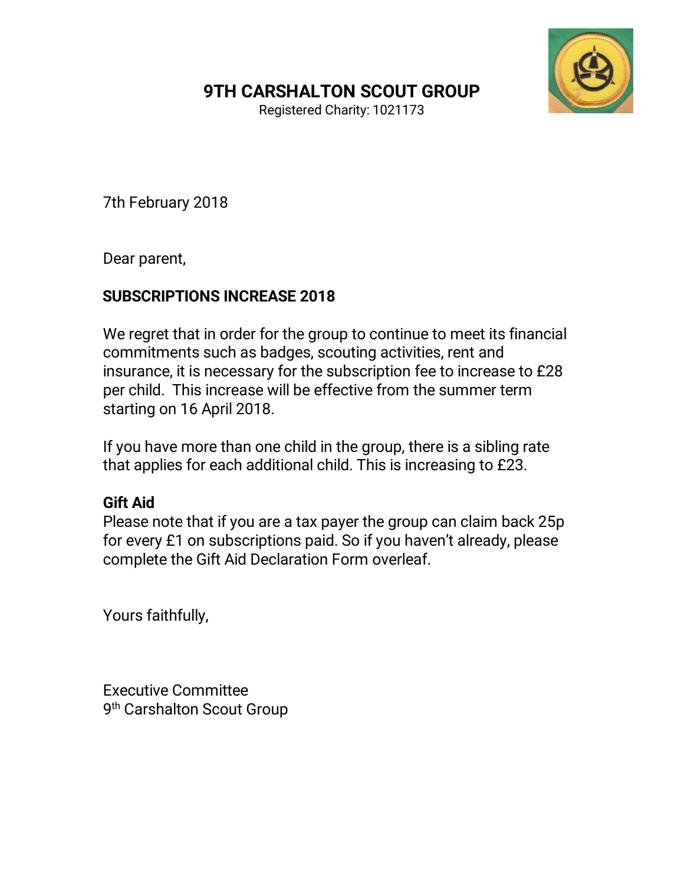# 9TH CARSHALTON SCOUT GROUP

Registered Charity: 1021173

7th February 2018

Dear parent,

**SUBSCRIPTIONS INCREASE 2018**

We regret that in order for the group to continue to meet its financial commitments such as badges, scouting activities, rent and insurance, it is necessary for the subscription fee to increase to £28 per child. This increase will be effective from the summer term starting on 16 April 2018.

If you have more than one child in the group, there is a sibling rate that applies for each additional child. This is increasing to £23.

**Gift Aid**

Please note that if you are a tax payer the group can claim back 25p for every £1 on subscriptions paid. So if you haven't already, please complete the Gift Aid Declaration Form overleaf.

Yours faithfully,

Executive Committee
9th Carshalton Scout Group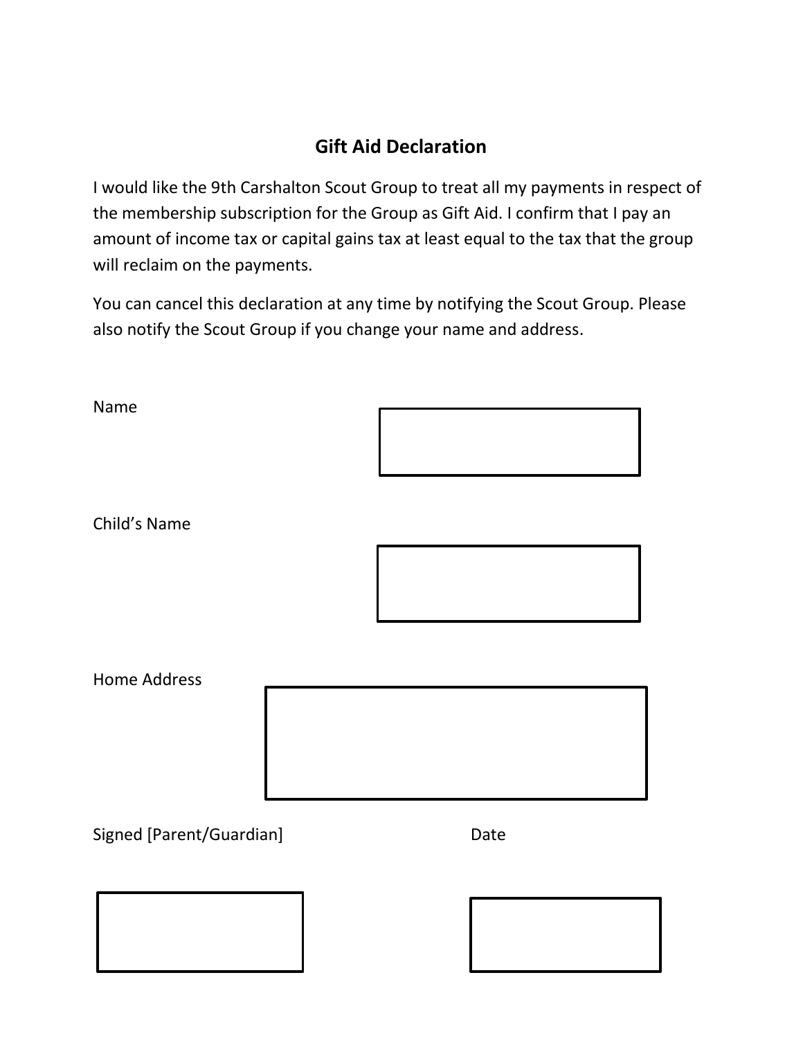## Gift Aid Declaration

I would like the 9th Carshalton Scout Group to treat all my payments in respect of the membership subscription for the Group as Gift Aid. I confirm that I pay an amount of income tax or capital gains tax at least equal to the tax that the group will reclaim on the payments.

You can cancel this declaration at any time by notifying the Scout Group. Please also notify the Scout Group if you change your name and address.

Name

Child's Name

Home Address

Signed [Parent/Guardian]

Date